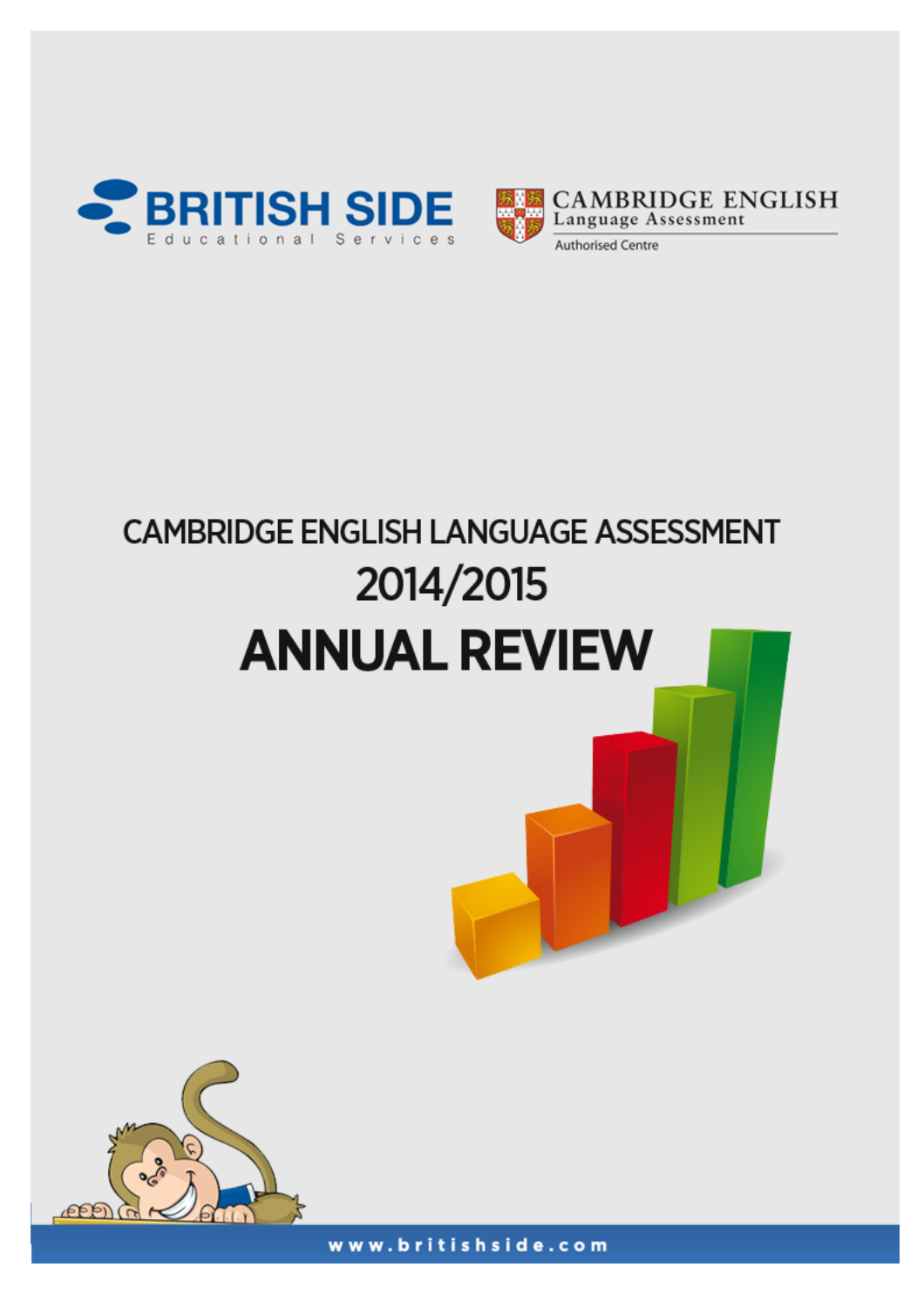BRITISH SIDE

Educational Services

CAMBRIDGE ENGLISH

Language Assessment

Authorised Centre

# CAMBRIDGE ENGLISH LANGUAGE ASSESSMENT

## 2014/2015

# ANNUAL REVIEW

www.britishside.com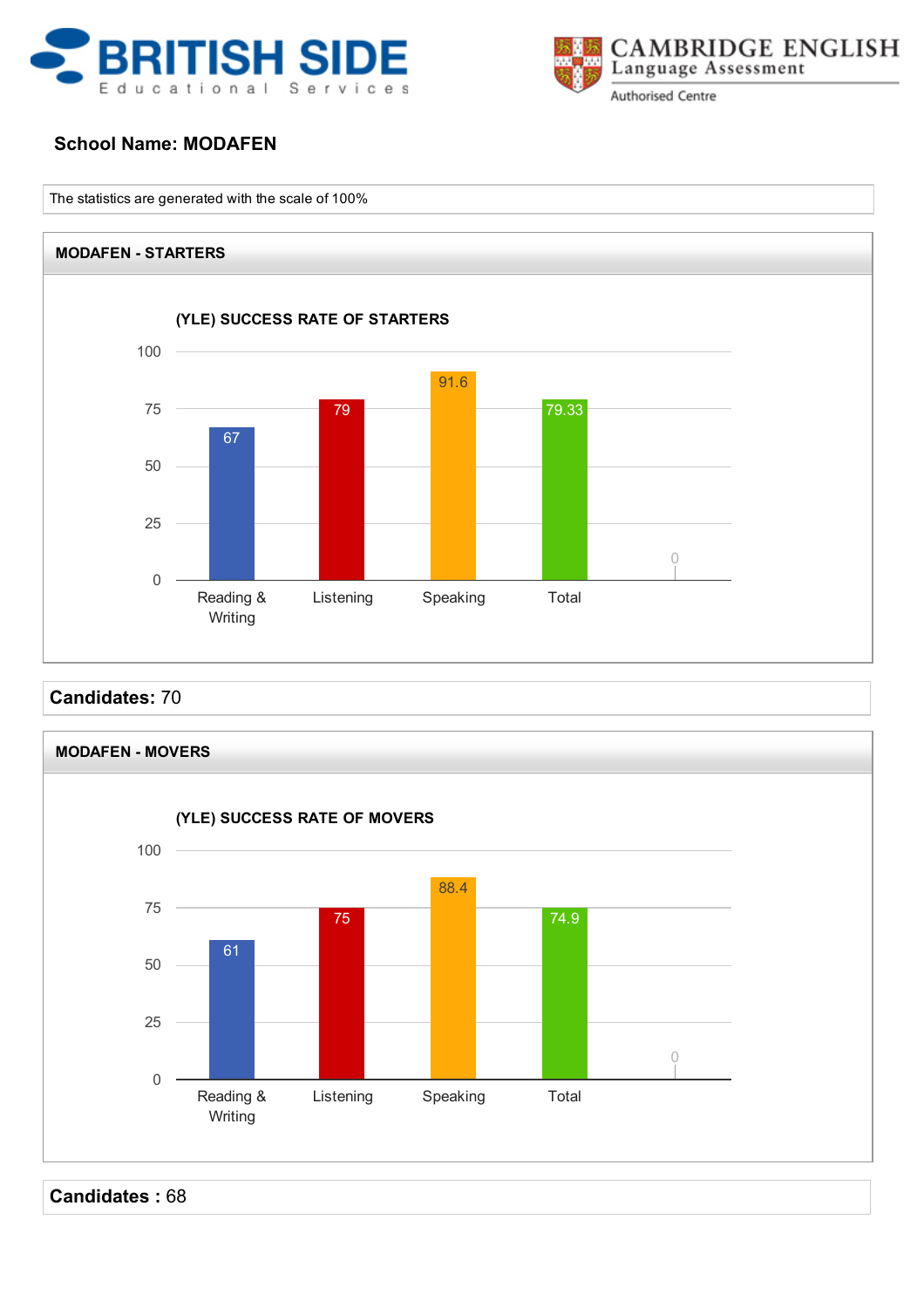**School Name: MODAFEN**

The statistics are generated with the scale of 100%

## MODAFEN - STARTERS

### (YLE) SUCCESS RATE OF STARTERS

| Category | Success Rate |
|---|---|
| Reading & Writing | 67 |
| Listening | 79 |
| Speaking | 91.6 |
| Total | 79.33 |
| | 0 |

**Candidates:** 70

## MODAFEN - MOVERS

### (YLE) SUCCESS RATE OF MOVERS

| Category | Success Rate |
|---|---|
| Reading & Writing | 61 |
| Listening | 75 |
| Speaking | 88.4 |
| Total | 74.9 |
| | 0 |

**Candidates :** 68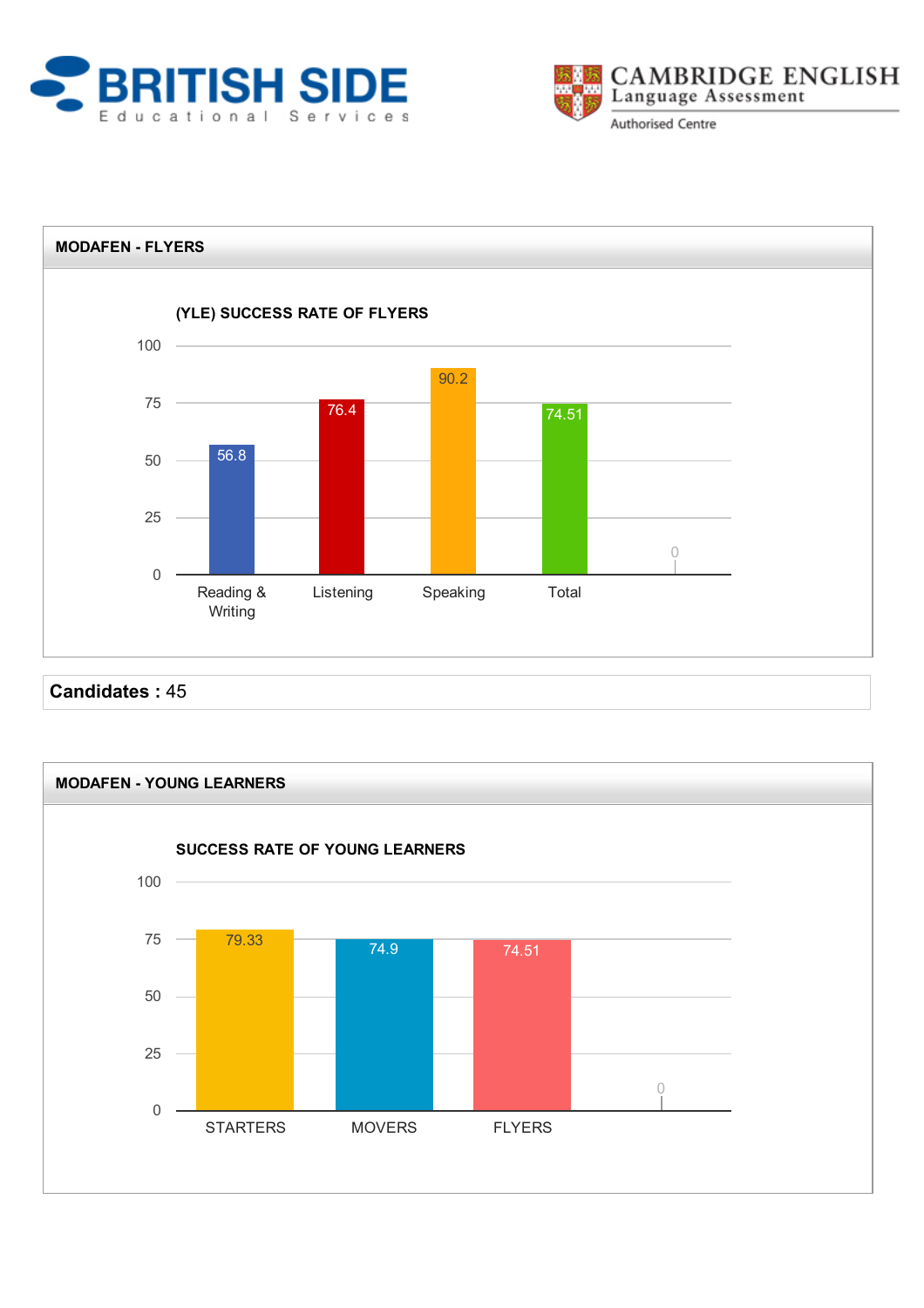BRITISH SIDE
Educational Services

CAMBRIDGE ENGLISH
Language Assessment
Authorised Centre

## MODAFEN - FLYERS

### (YLE) SUCCESS RATE OF FLYERS

| Reading & Writing | Listening | Speaking | Total |
|---|---|---|---|
| 56.8 | 76.4 | 90.2 | 74.51 |

**Candidates :** 45

## MODAFEN - YOUNG LEARNERS

### SUCCESS RATE OF YOUNG LEARNERS

| STARTERS | MOVERS | FLYERS |
|---|---|---|
| 79.33 | 74.9 | 74.51 |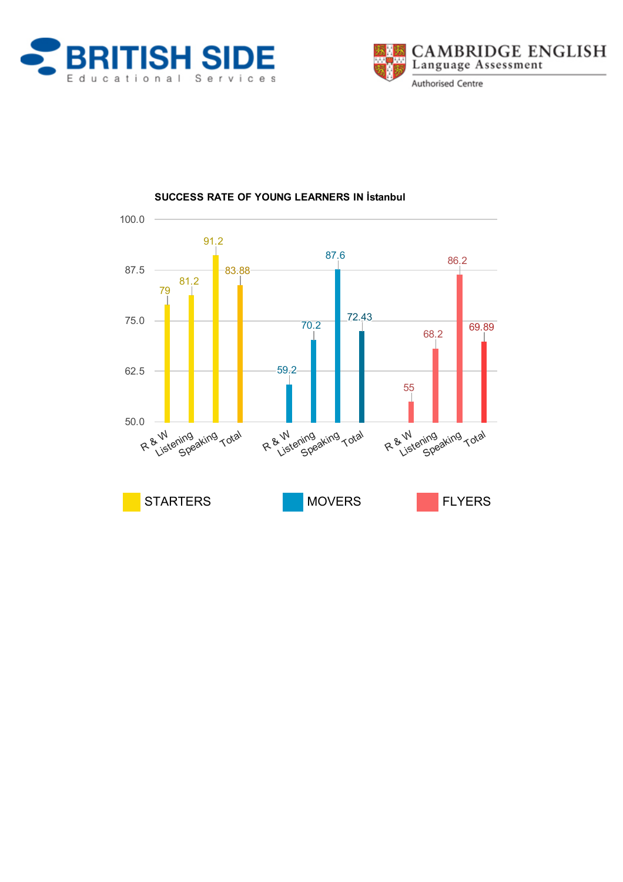**BRITISH SIDE** Educational Services

**CAMBRIDGE ENGLISH** Language Assessment — Authorised Centre

## SUCCESS RATE OF YOUNG LEARNERS IN İstanbul

| | R & W | Listening | Speaking | Total |
|---|---|---|---|---|
| STARTERS | 79 | 81.2 | 91.2 | 83.88 |
| MOVERS | 59.2 | 70.2 | 87.6 | 72.43 |
| FLYERS | 55 | 68.2 | 86.2 | 69.89 |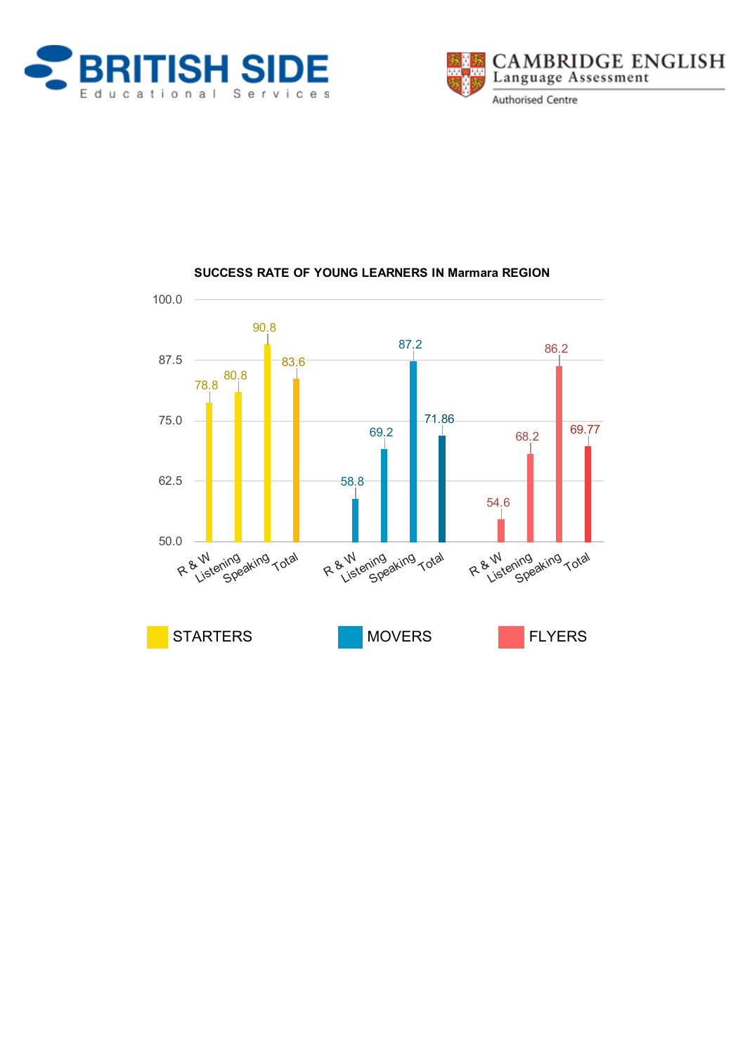**SUCCESS RATE OF YOUNG LEARNERS IN Marmara REGION**

| | R & W | Listening | Speaking | Total |
|---|---|---|---|---|
| STARTERS | 78.8 | 80.8 | 90.8 | 83.6 |
| MOVERS | 58.8 | 69.2 | 87.2 | 71.86 |
| FLYERS | 54.6 | 68.2 | 86.2 | 69.77 |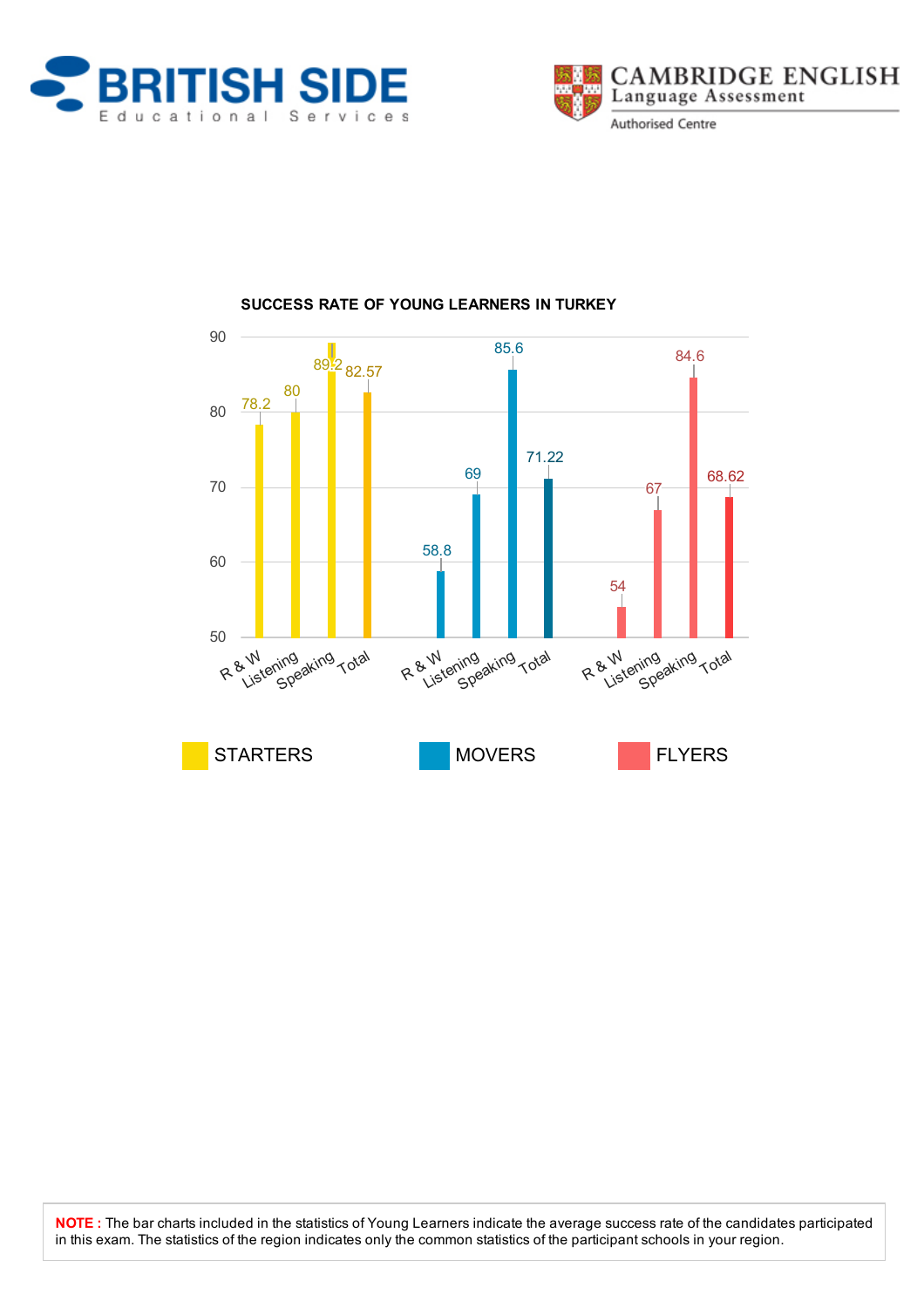BRITISH SIDE
Educational Services

CAMBRIDGE ENGLISH
Language Assessment
Authorised Centre

## SUCCESS RATE OF YOUNG LEARNERS IN TURKEY

| | R & W | Listening | Speaking | Total |
|---|---|---|---|---|
| STARTERS | 78.2 | 80 | 89.2 | 82.57 |
| MOVERS | 58.8 | 69 | 85.6 | 71.22 |
| FLYERS | 54 | 67 | 84.6 | 68.62 |

**NOTE :** The bar charts included in the statistics of Young Learners indicate the average success rate of the candidates participated in this exam. The statistics of the region indicates only the common statistics of the participant schools in your region.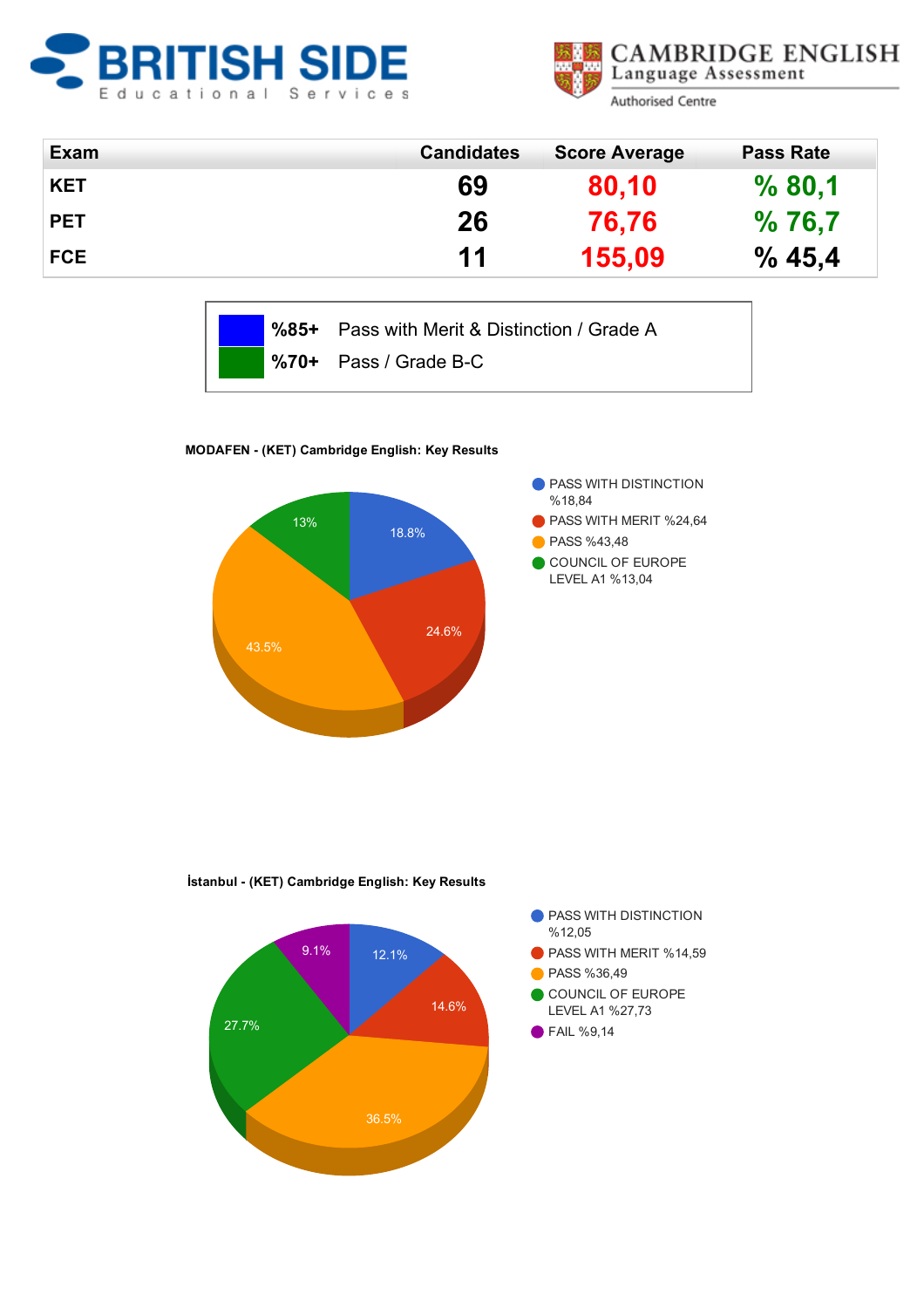BRITISH SIDE Educational Services

CAMBRIDGE ENGLISH Language Assessment Authorised Centre

| Exam | Candidates | Score Average | Pass Rate |
|---|---|---|---|
| KET | 69 | 80,10 | % 80,1 |
| PET | 26 | 76,76 | % 76,7 |
| FCE | 11 | 155,09 | % 45,4 |

| | | |
|---|---|---|
| | %85+ | Pass with Merit & Distinction / Grade A |
| | %70+ | Pass / Grade B-C |

**MODAFEN - (KET) Cambridge English: Key Results**

- PASS WITH DISTINCTION %18,84
- PASS WITH MERIT %24,64
- PASS %43,48
- COUNCIL OF EUROPE LEVEL A1 %13,04

**İstanbul - (KET) Cambridge English: Key Results**

- PASS WITH DISTINCTION %12,05
- PASS WITH MERIT %14,59
- PASS %36,49
- COUNCIL OF EUROPE LEVEL A1 %27,73
- FAIL %9,14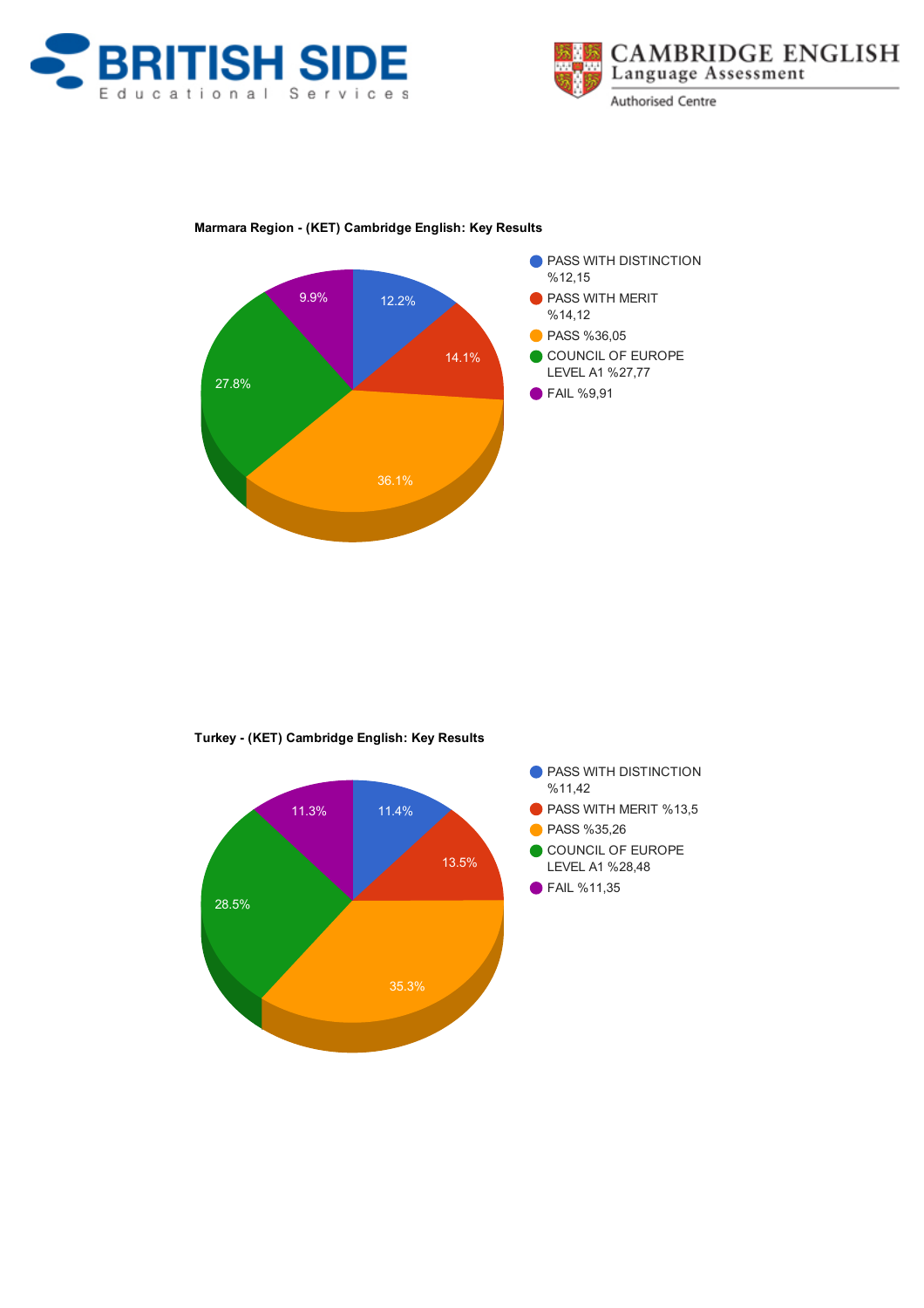**Marmara Region - (KET) Cambridge English: Key Results**

- PASS WITH DISTINCTION %12,15
- PASS WITH MERIT %14,12
- PASS %36,05
- COUNCIL OF EUROPE LEVEL A1 %27,77
- FAIL %9,91

| Result | Percentage |
|---|---|
| PASS WITH DISTINCTION | 12.2% |
| PASS WITH MERIT | 14.1% |
| PASS | 36.1% |
| COUNCIL OF EUROPE LEVEL A1 | 27.8% |
| FAIL | 9.9% |

**Turkey - (KET) Cambridge English: Key Results**

- PASS WITH DISTINCTION %11,42
- PASS WITH MERIT %13,5
- PASS %35,26
- COUNCIL OF EUROPE LEVEL A1 %28,48
- FAIL %11,35

| Result | Percentage |
|---|---|
| PASS WITH DISTINCTION | 11.4% |
| PASS WITH MERIT | 13.5% |
| PASS | 35.3% |
| COUNCIL OF EUROPE LEVEL A1 | 28.5% |
| FAIL | 11.3% |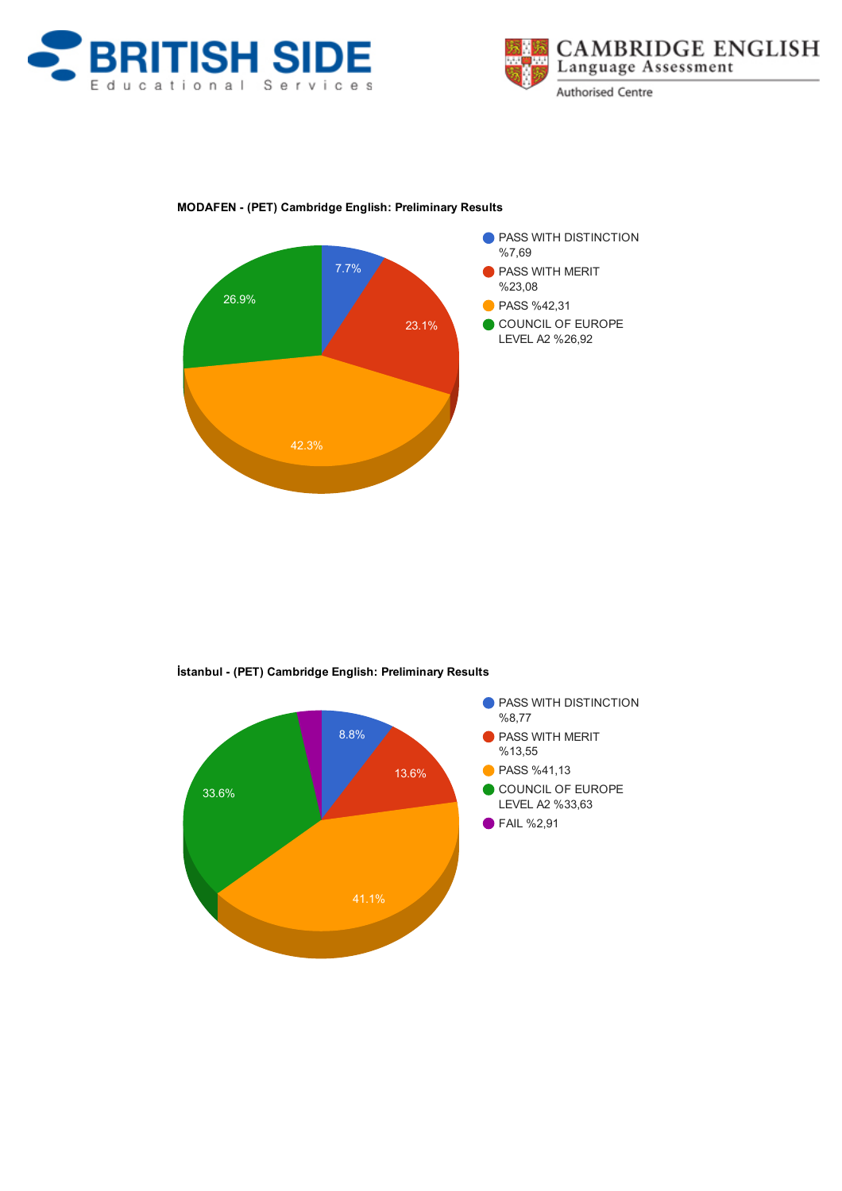**MODAFEN - (PET) Cambridge English: Preliminary Results**

- PASS WITH DISTINCTION %7,69
- PASS WITH MERIT %23,08
- PASS %42,31
- COUNCIL OF EUROPE LEVEL A2 %26,92

7.7%
23.1%
42.3%
26.9%

**İstanbul - (PET) Cambridge English: Preliminary Results**

- PASS WITH DISTINCTION %8,77
- PASS WITH MERIT %13,55
- PASS %41,13
- COUNCIL OF EUROPE LEVEL A2 %33,63
- FAIL %2,91

8.8%
13.6%
41.1%
33.6%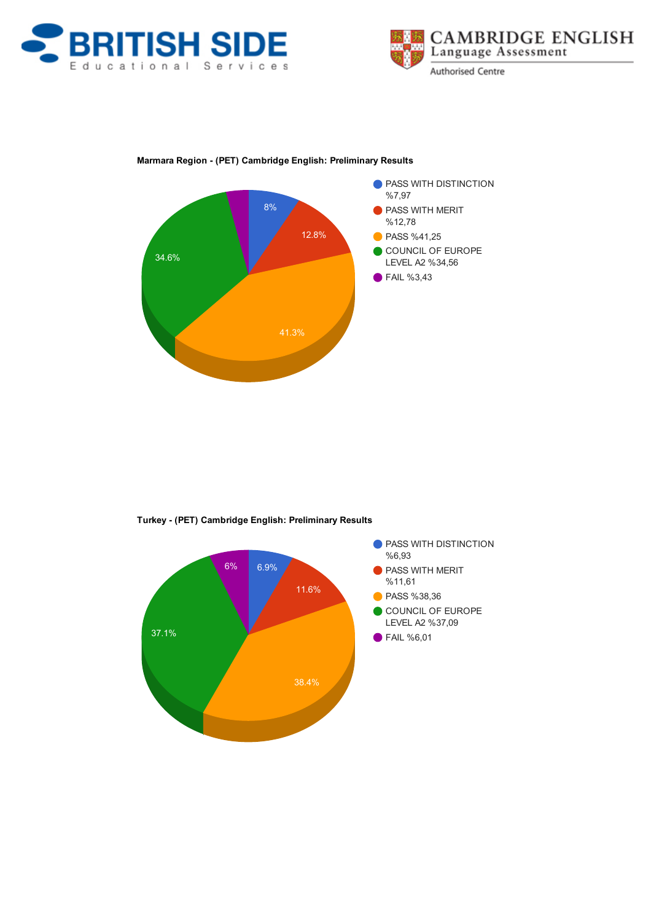**Marmara Region - (PET) Cambridge English: Preliminary Results**

- PASS WITH DISTINCTION %7,97
- PASS WITH MERIT %12,78
- PASS %41,25
- COUNCIL OF EUROPE LEVEL A2 %34,56
- FAIL %3,43

8%
12.8%
41.3%
34.6%

**Turkey - (PET) Cambridge English: Preliminary Results**

- PASS WITH DISTINCTION %6,93
- PASS WITH MERIT %11,61
- PASS %38,36
- COUNCIL OF EUROPE LEVEL A2 %37,09
- FAIL %6,01

6.9%
11.6%
38.4%
37.1%
6%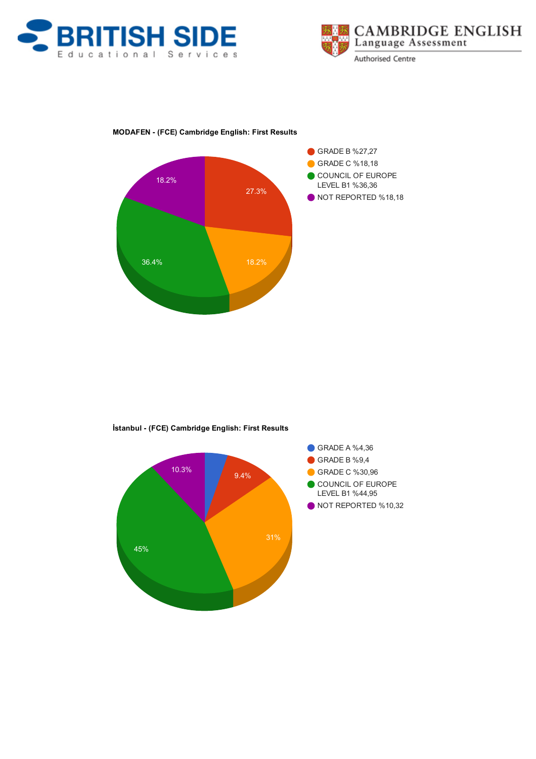BRITISH SIDE
Educational Services

CAMBRIDGE ENGLISH
Language Assessment
Authorised Centre

**MODAFEN - (FCE) Cambridge English: First Results**

- GRADE B %27,27
- GRADE C %18,18
- COUNCIL OF EUROPE LEVEL B1 %36,36
- NOT REPORTED %18,18

**İstanbul - (FCE) Cambridge English: First Results**

- GRADE A %4,36
- GRADE B %9,4
- GRADE C %30,96
- COUNCIL OF EUROPE LEVEL B1 %44,95
- NOT REPORTED %10,32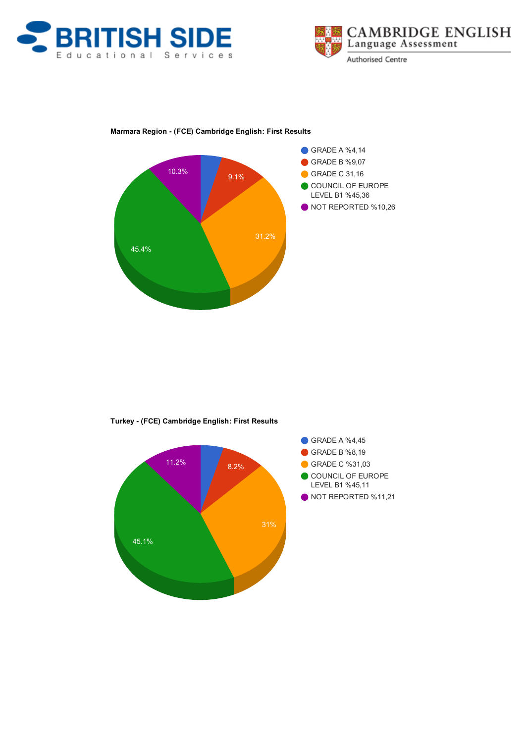**Marmara Region - (FCE) Cambridge English: First Results**

- GRADE A %4,14
- GRADE B %9,07
- GRADE C 31,16
- COUNCIL OF EUROPE LEVEL B1 %45,36
- NOT REPORTED %10,26

10.3% | 9.1% | 31.2% | 45.4%

**Turkey - (FCE) Cambridge English: First Results**

- GRADE A %4,45
- GRADE B %8,19
- GRADE C %31,03
- COUNCIL OF EUROPE LEVEL B1 %45,11
- NOT REPORTED %11,21

11.2% | 8.2% | 31% | 45.1%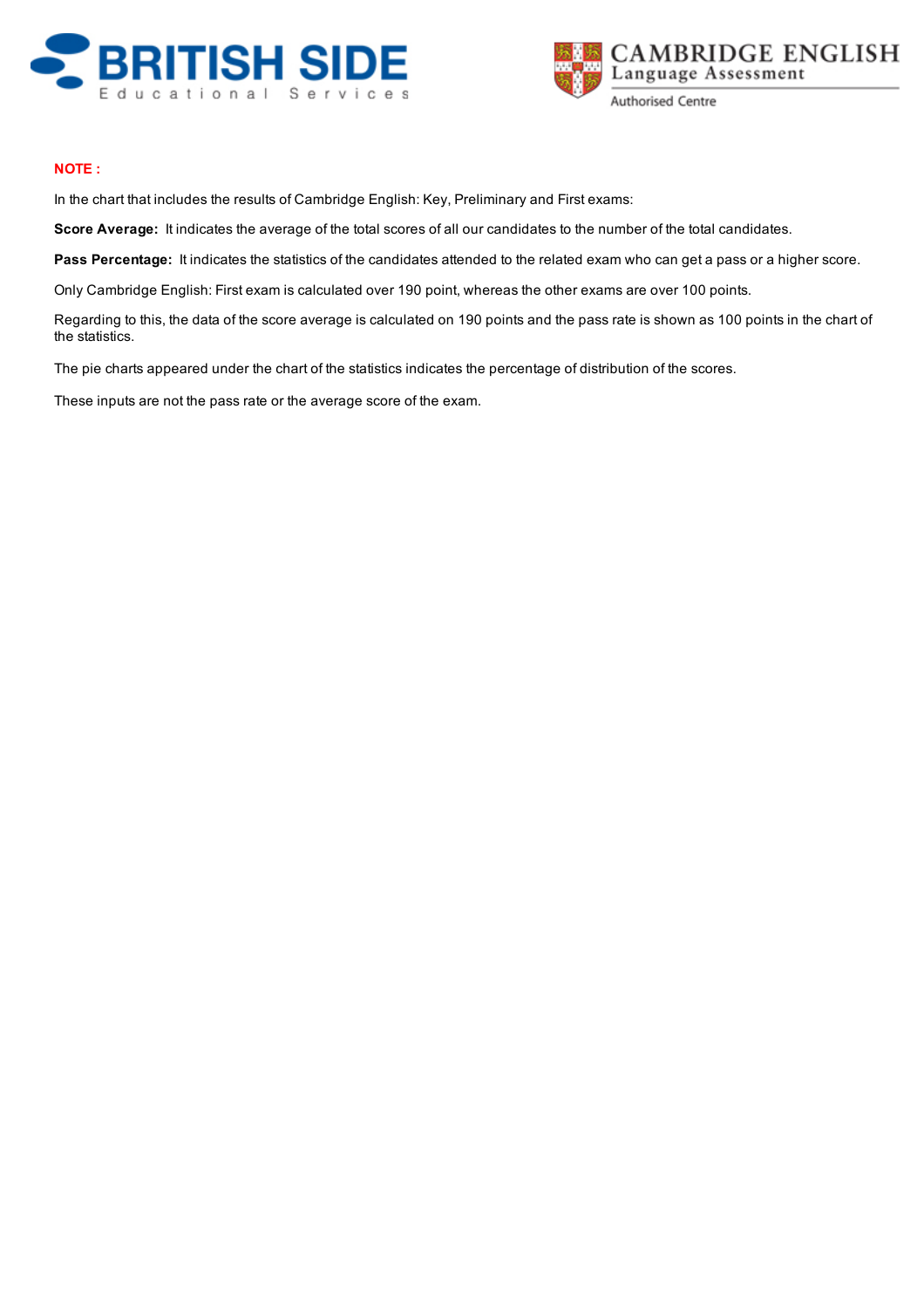**NOTE :**

In the chart that includes the results of Cambridge English: Key, Preliminary and First exams:

**Score Average:** It indicates the average of the total scores of all our candidates to the number of the total candidates.

**Pass Percentage:** It indicates the statistics of the candidates attended to the related exam who can get a pass or a higher score.

Only Cambridge English: First exam is calculated over 190 point, whereas the other exams are over 100 points.

Regarding to this, the data of the score average is calculated on 190 points and the pass rate is shown as 100 points in the chart of the statistics.

The pie charts appeared under the chart of the statistics indicates the percentage of distribution of the scores.

These inputs are not the pass rate or the average score of the exam.